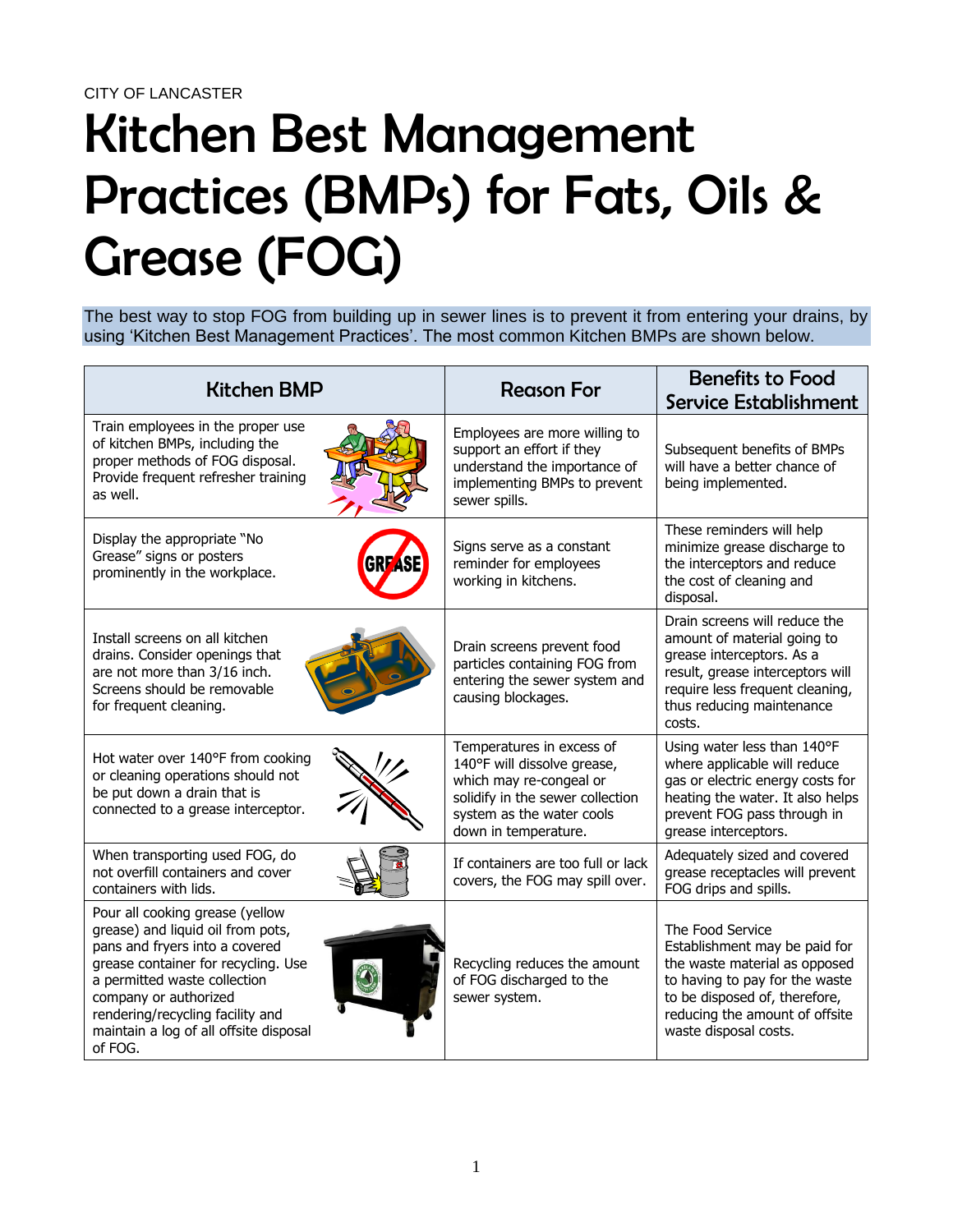CITY OF LANCASTER

# Kitchen Best Management Practices (BMPs) for Fats, Oils & Grease (FOG)

The best way to stop FOG from building up in sewer lines is to prevent it from entering your drains, by using 'Kitchen Best Management Practices'. The most common Kitchen BMPs are shown below.

| Kitchen BMP | Reason For | Benefits to Food Service Establishment |
|---|---|---|
| Train employees in the proper use of kitchen BMPs, including the proper methods of FOG disposal. Provide frequent refresher training as well. | Employees are more willing to support an effort if they understand the importance of implementing BMPs to prevent sewer spills. | Subsequent benefits of BMPs will have a better chance of being implemented. |
| Display the appropriate "No Grease" signs or posters prominently in the workplace. | Signs serve as a constant reminder for employees working in kitchens. | These reminders will help minimize grease discharge to the interceptors and reduce the cost of cleaning and disposal. |
| Install screens on all kitchen drains. Consider openings that are not more than 3/16 inch. Screens should be removable for frequent cleaning. | Drain screens prevent food particles containing FOG from entering the sewer system and causing blockages. | Drain screens will reduce the amount of material going to grease interceptors. As a result, grease interceptors will require less frequent cleaning, thus reducing maintenance costs. |
| Hot water over 140°F from cooking or cleaning operations should not be put down a drain that is connected to a grease interceptor. | Temperatures in excess of 140°F will dissolve grease, which may re-congeal or solidify in the sewer collection system as the water cools down in temperature. | Using water less than 140°F where applicable will reduce gas or electric energy costs for heating the water. It also helps prevent FOG pass through in grease interceptors. |
| When transporting used FOG, do not overfill containers and cover containers with lids. | If containers are too full or lack covers, the FOG may spill over. | Adequately sized and covered grease receptacles will prevent FOG drips and spills. |
| Pour all cooking grease (yellow grease) and liquid oil from pots, pans and fryers into a covered grease container for recycling. Use a permitted waste collection company or authorized rendering/recycling facility and maintain a log of all offsite disposal of FOG. | Recycling reduces the amount of FOG discharged to the sewer system. | The Food Service Establishment may be paid for the waste material as opposed to having to pay for the waste to be disposed of, therefore, reducing the amount of offsite waste disposal costs. |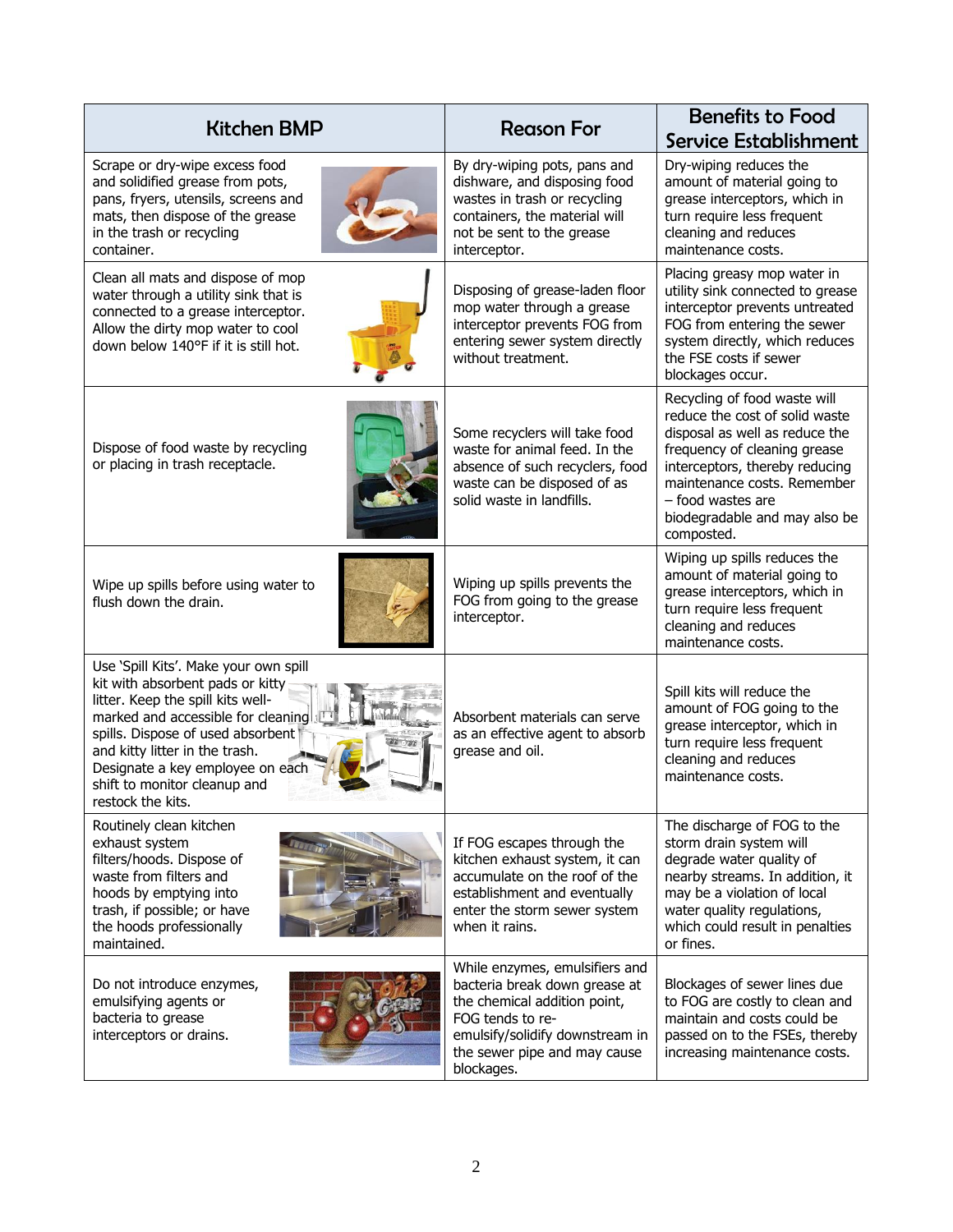| Kitchen BMP | Reason For | Benefits to Food Service Establishment |
|---|---|---|
| Scrape or dry-wipe excess food and solidified grease from pots, pans, fryers, utensils, screens and mats, then dispose of the grease in the trash or recycling container. | By dry-wiping pots, pans and dishware, and disposing food wastes in trash or recycling containers, the material will not be sent to the grease interceptor. | Dry-wiping reduces the amount of material going to grease interceptors, which in turn require less frequent cleaning and reduces maintenance costs. |
| Clean all mats and dispose of mop water through a utility sink that is connected to a grease interceptor. Allow the dirty mop water to cool down below 140°F if it is still hot. | Disposing of grease-laden floor mop water through a grease interceptor prevents FOG from entering sewer system directly without treatment. | Placing greasy mop water in utility sink connected to grease interceptor prevents untreated FOG from entering the sewer system directly, which reduces the FSE costs if sewer blockages occur. |
| Dispose of food waste by recycling or placing in trash receptacle. | Some recyclers will take food waste for animal feed. In the absence of such recyclers, food waste can be disposed of as solid waste in landfills. | Recycling of food waste will reduce the cost of solid waste disposal as well as reduce the frequency of cleaning grease interceptors, thereby reducing maintenance costs. Remember – food wastes are biodegradable and may also be composted. |
| Wipe up spills before using water to flush down the drain. | Wiping up spills prevents the FOG from going to the grease interceptor. | Wiping up spills reduces the amount of material going to grease interceptors, which in turn require less frequent cleaning and reduces maintenance costs. |
| Use 'Spill Kits'. Make your own spill kit with absorbent pads or kitty litter. Keep the spill kits well-marked and accessible for cleaning spills. Dispose of used absorbent and kitty litter in the trash. Designate a key employee on each shift to monitor cleanup and restock the kits. | Absorbent materials can serve as an effective agent to absorb grease and oil. | Spill kits will reduce the amount of FOG going to the grease interceptor, which in turn require less frequent cleaning and reduces maintenance costs. |
| Routinely clean kitchen exhaust system filters/hoods. Dispose of waste from filters and hoods by emptying into trash, if possible; or have the hoods professionally maintained. | If FOG escapes through the kitchen exhaust system, it can accumulate on the roof of the establishment and eventually enter the storm sewer system when it rains. | The discharge of FOG to the storm drain system will degrade water quality of nearby streams. In addition, it may be a violation of local water quality regulations, which could result in penalties or fines. |
| Do not introduce enzymes, emulsifying agents or bacteria to grease interceptors or drains. | While enzymes, emulsifiers and bacteria break down grease at the chemical addition point, FOG tends to re-emulsify/solidify downstream in the sewer pipe and may cause blockages. | Blockages of sewer lines due to FOG are costly to clean and maintain and costs could be passed on to the FSEs, thereby increasing maintenance costs. |